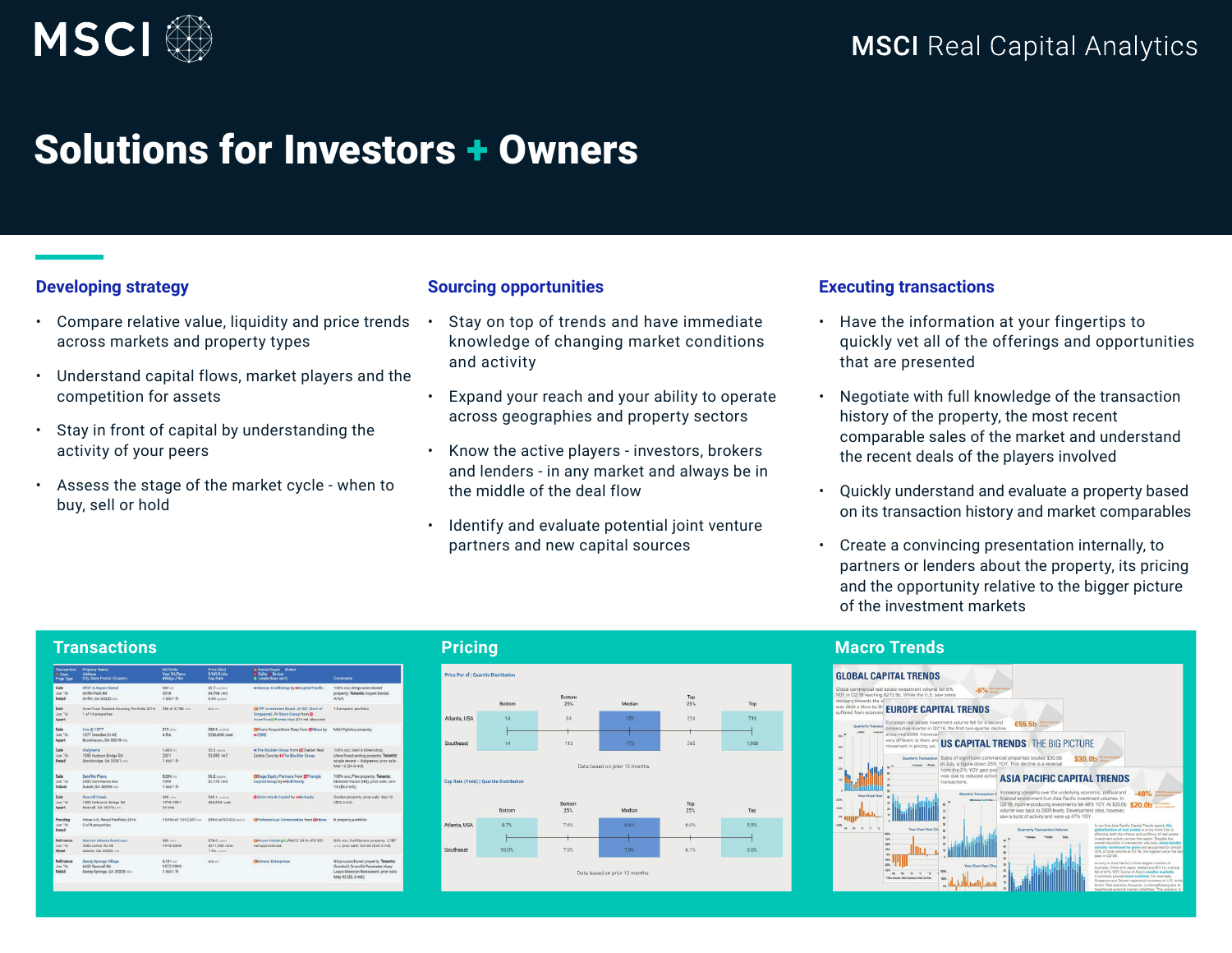MSCI

MSCI Real Capital Analytics

# Solutions for Investors + Owners

## Developing strategy

- Compare relative value, liquidity and price trends across markets and property types
- Understand capital flows, market players and the competition for assets
- Stay in front of capital by understanding the activity of your peers
- Assess the stage of the market cycle - when to buy, sell or hold

## Sourcing opportunities

- Stay on top of trends and have immediate knowledge of changing market conditions and activity
- Expand your reach and your ability to operate across geographies and property sectors
- Know the active players - investors, brokers and lenders - in any market and always be in the middle of the deal flow
- Identify and evaluate potential joint venture partners and new capital sources

## Executing transactions

- Have the information at your fingertips to quickly vet all of the offerings and opportunities that are presented
- Negotiate with full knowledge of the transaction history of the property, the most recent comparable sales of the market and understand the recent deals of the players involved
- Quickly understand and evaluate a property based on its transaction history and market comparables
- Create a convincing presentation internally, to partners or lenders about the property, its pricing and the opportunity relative to the bigger picture of the investment markets

## Transactions

## Pricing

## Macro Trends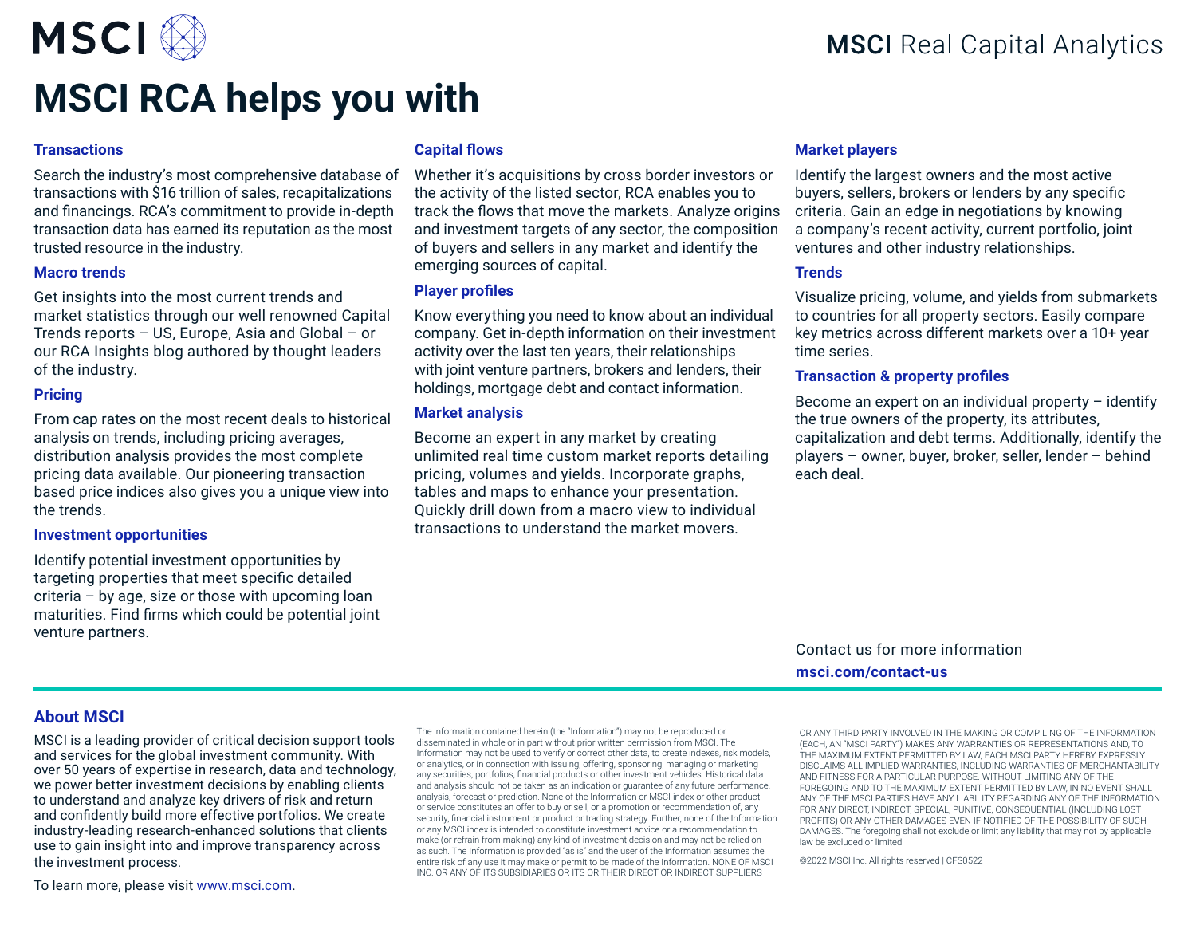MSCI

MSCI Real Capital Analytics

# MSCI RCA helps you with

### Transactions

Search the industry's most comprehensive database of transactions with $16 trillion of sales, recapitalizations and financings. RCA's commitment to provide in-depth transaction data has earned its reputation as the most trusted resource in the industry.

### Macro trends

Get insights into the most current trends and market statistics through our well renowned Capital Trends reports – US, Europe, Asia and Global – or our RCA Insights blog authored by thought leaders of the industry.

### Pricing

From cap rates on the most recent deals to historical analysis on trends, including pricing averages, distribution analysis provides the most complete pricing data available. Our pioneering transaction based price indices also gives you a unique view into the trends.

### Investment opportunities

Identify potential investment opportunities by targeting properties that meet specific detailed criteria – by age, size or those with upcoming loan maturities. Find firms which could be potential joint venture partners.

### Capital flows

Whether it's acquisitions by cross border investors or the activity of the listed sector, RCA enables you to track the flows that move the markets. Analyze origins and investment targets of any sector, the composition of buyers and sellers in any market and identify the emerging sources of capital.

### Player profiles

Know everything you need to know about an individual company. Get in-depth information on their investment activity over the last ten years, their relationships with joint venture partners, brokers and lenders, their holdings, mortgage debt and contact information.

### Market analysis

Become an expert in any market by creating unlimited real time custom market reports detailing pricing, volumes and yields. Incorporate graphs, tables and maps to enhance your presentation. Quickly drill down from a macro view to individual transactions to understand the market movers.

### Market players

Identify the largest owners and the most active buyers, sellers, brokers or lenders by any specific criteria. Gain an edge in negotiations by knowing a company's recent activity, current portfolio, joint ventures and other industry relationships.

### Trends

Visualize pricing, volume, and yields from submarkets to countries for all property sectors. Easily compare key metrics across different markets over a 10+ year time series.

### Transaction & property profiles

Become an expert on an individual property – identify the true owners of the property, its attributes, capitalization and debt terms. Additionally, identify the players – owner, buyer, broker, seller, lender – behind each deal.

Contact us for more information

**msci.com/contact-us**

## About MSCI

MSCI is a leading provider of critical decision support tools and services for the global investment community. With over 50 years of expertise in research, data and technology, we power better investment decisions by enabling clients to understand and analyze key drivers of risk and return and confidently build more effective portfolios. We create industry-leading research-enhanced solutions that clients use to gain insight into and improve transparency across the investment process.

To learn more, please visit www.msci.com.

The information contained herein (the "Information") may not be reproduced or disseminated in whole or in part without prior written permission from MSCI. The Information may not be used to verify or correct other data, to create indexes, risk models, or analytics, or in connection with issuing, offering, sponsoring, managing or marketing any securities, portfolios, financial products or other investment vehicles. Historical data and analysis should not be taken as an indication or guarantee of any future performance, analysis, forecast or prediction. None of the Information or MSCI index or other product or service constitutes an offer to buy or sell, or a promotion or recommendation of, any security, financial instrument or product or trading strategy. Further, none of the Information or any MSCI index is intended to constitute investment advice or a recommendation to make (or refrain from making) any kind of investment decision and may not be relied on as such. The Information is provided "as is" and the user of the Information assumes the entire risk of any use it may make or permit to be made of the Information. NONE OF MSCI INC. OR ANY OF ITS SUBSIDIARIES OR ITS OR THEIR DIRECT OR INDIRECT SUPPLIERS OR ANY THIRD PARTY INVOLVED IN THE MAKING OR COMPILING OF THE INFORMATION (EACH, AN "MSCI PARTY") MAKES ANY WARRANTIES OR REPRESENTATIONS AND, TO THE MAXIMUM EXTENT PERMITTED BY LAW, EACH MSCI PARTY HEREBY EXPRESSLY DISCLAIMS ALL IMPLIED WARRANTIES, INCLUDING WARRANTIES OF MERCHANTABILITY AND FITNESS FOR A PARTICULAR PURPOSE. WITHOUT LIMITING ANY OF THE FOREGOING AND TO THE MAXIMUM EXTENT PERMITTED BY LAW, IN NO EVENT SHALL ANY OF THE MSCI PARTIES HAVE ANY LIABILITY REGARDING ANY OF THE INFORMATION FOR ANY DIRECT, INDIRECT, SPECIAL, PUNITIVE, CONSEQUENTIAL (INCLUDING LOST PROFITS) OR ANY OTHER DAMAGES EVEN IF NOTIFIED OF THE POSSIBILITY OF SUCH DAMAGES. The foregoing shall not exclude or limit any liability that may not by applicable law be excluded or limited.

©2022 MSCI Inc. All rights reserved | CFS0522